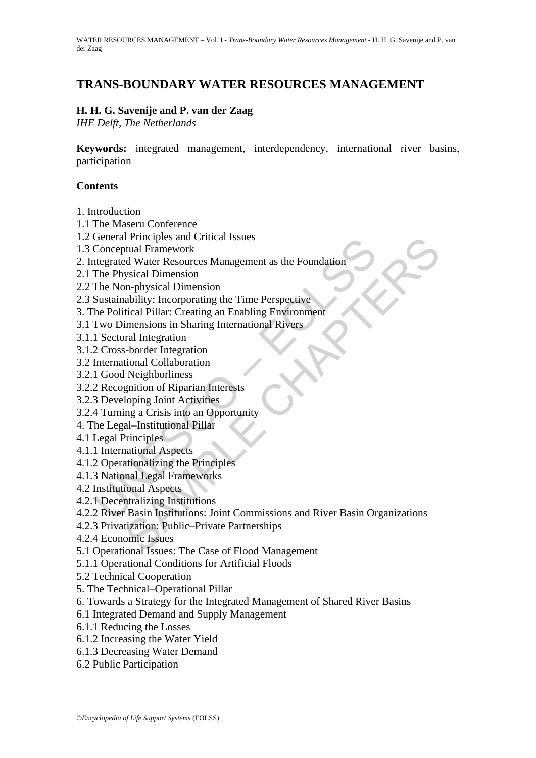# TRANS-BOUNDARY WATER RESOURCES MANAGEMENT

**H. H. G. Savenije and P. van der Zaag**

*IHE Delft, The Netherlands*

**Keywords:** integrated management, interdependency, international river basins, participation

## Contents

1. Introduction
1.1 The Maseru Conference
1.2 General Principles and Critical Issues
1.3 Conceptual Framework
2. Integrated Water Resources Management as the Foundation
2.1 The Physical Dimension
2.2 The Non-physical Dimension
2.3 Sustainability: Incorporating the Time Perspective
3. The Political Pillar: Creating an Enabling Environment
3.1 Two Dimensions in Sharing International Rivers
3.1.1 Sectoral Integration
3.1.2 Cross-border Integration
3.2 International Collaboration
3.2.1 Good Neighborliness
3.2.2 Recognition of Riparian Interests
3.2.3 Developing Joint Activities
3.2.4 Turning a Crisis into an Opportunity
4. The Legal–Institutional Pillar
4.1 Legal Principles
4.1.1 International Aspects
4.1.2 Operationalizing the Principles
4.1.3 National Legal Frameworks
4.2 Institutional Aspects
4.2.1 Decentralizing Institutions
4.2.2 River Basin Institutions: Joint Commissions and River Basin Organizations
4.2.3 Privatization: Public–Private Partnerships
4.2.4 Economic Issues
5.1 Operational Issues: The Case of Flood Management
5.1.1 Operational Conditions for Artificial Floods
5.2 Technical Cooperation
5. The Technical–Operational Pillar
6. Towards a Strategy for the Integrated Management of Shared River Basins
6.1 Integrated Demand and Supply Management
6.1.1 Reducing the Losses
6.1.2 Increasing the Water Yield
6.1.3 Decreasing Water Demand
6.2 Public Participation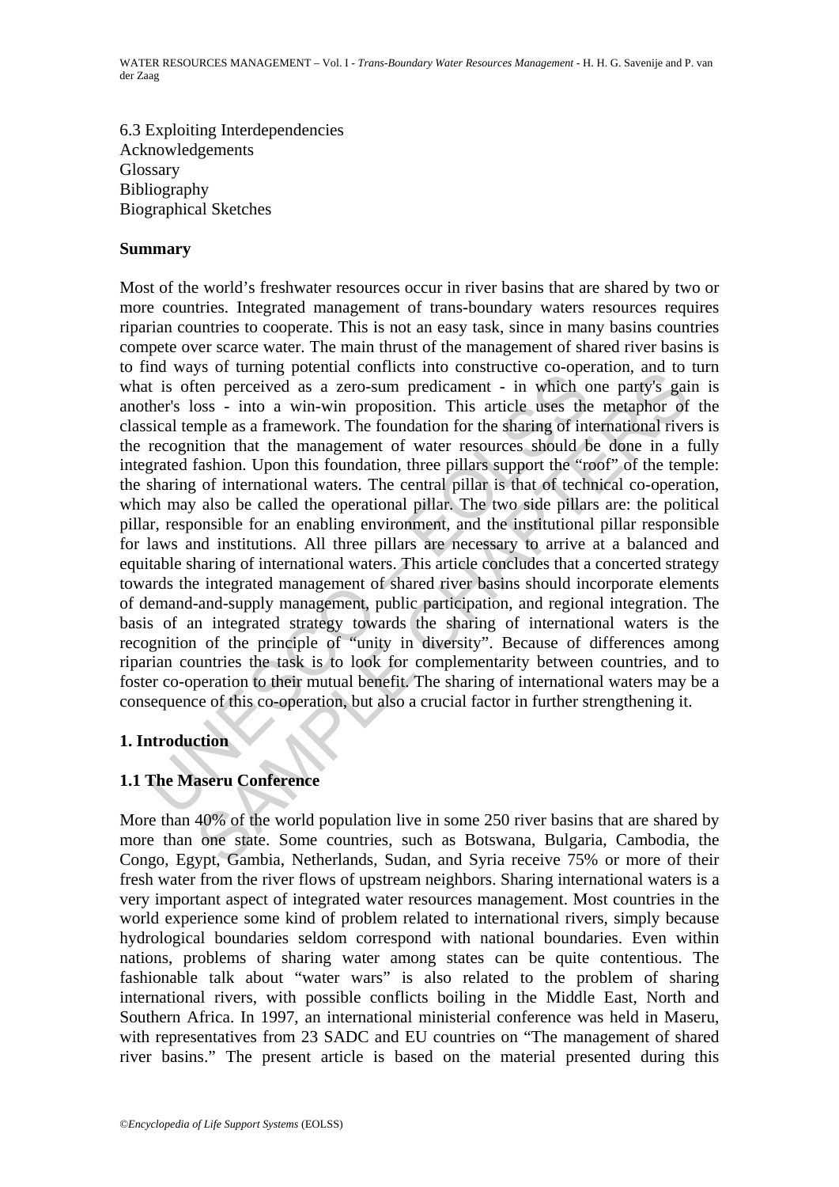6.3 Exploiting Interdependencies
Acknowledgements
Glossary
Bibliography
Biographical Sketches

## Summary

Most of the world's freshwater resources occur in river basins that are shared by two or more countries. Integrated management of trans-boundary waters resources requires riparian countries to cooperate. This is not an easy task, since in many basins countries compete over scarce water. The main thrust of the management of shared river basins is to find ways of turning potential conflicts into constructive co-operation, and to turn what is often perceived as a zero-sum predicament - in which one party's gain is another's loss - into a win-win proposition. This article uses the metaphor of the classical temple as a framework. The foundation for the sharing of international rivers is the recognition that the management of water resources should be done in a fully integrated fashion. Upon this foundation, three pillars support the "roof" of the temple: the sharing of international waters. The central pillar is that of technical co-operation, which may also be called the operational pillar. The two side pillars are: the political pillar, responsible for an enabling environment, and the institutional pillar responsible for laws and institutions. All three pillars are necessary to arrive at a balanced and equitable sharing of international waters. This article concludes that a concerted strategy towards the integrated management of shared river basins should incorporate elements of demand-and-supply management, public participation, and regional integration. The basis of an integrated strategy towards the sharing of international waters is the recognition of the principle of "unity in diversity". Because of differences among riparian countries the task is to look for complementarity between countries, and to foster co-operation to their mutual benefit. The sharing of international waters may be a consequence of this co-operation, but also a crucial factor in further strengthening it.

## 1. Introduction

### 1.1 The Maseru Conference

More than 40% of the world population live in some 250 river basins that are shared by more than one state. Some countries, such as Botswana, Bulgaria, Cambodia, the Congo, Egypt, Gambia, Netherlands, Sudan, and Syria receive 75% or more of their fresh water from the river flows of upstream neighbors. Sharing international waters is a very important aspect of integrated water resources management. Most countries in the world experience some kind of problem related to international rivers, simply because hydrological boundaries seldom correspond with national boundaries. Even within nations, problems of sharing water among states can be quite contentious. The fashionable talk about "water wars" is also related to the problem of sharing international rivers, with possible conflicts boiling in the Middle East, North and Southern Africa. In 1997, an international ministerial conference was held in Maseru, with representatives from 23 SADC and EU countries on "The management of shared river basins." The present article is based on the material presented during this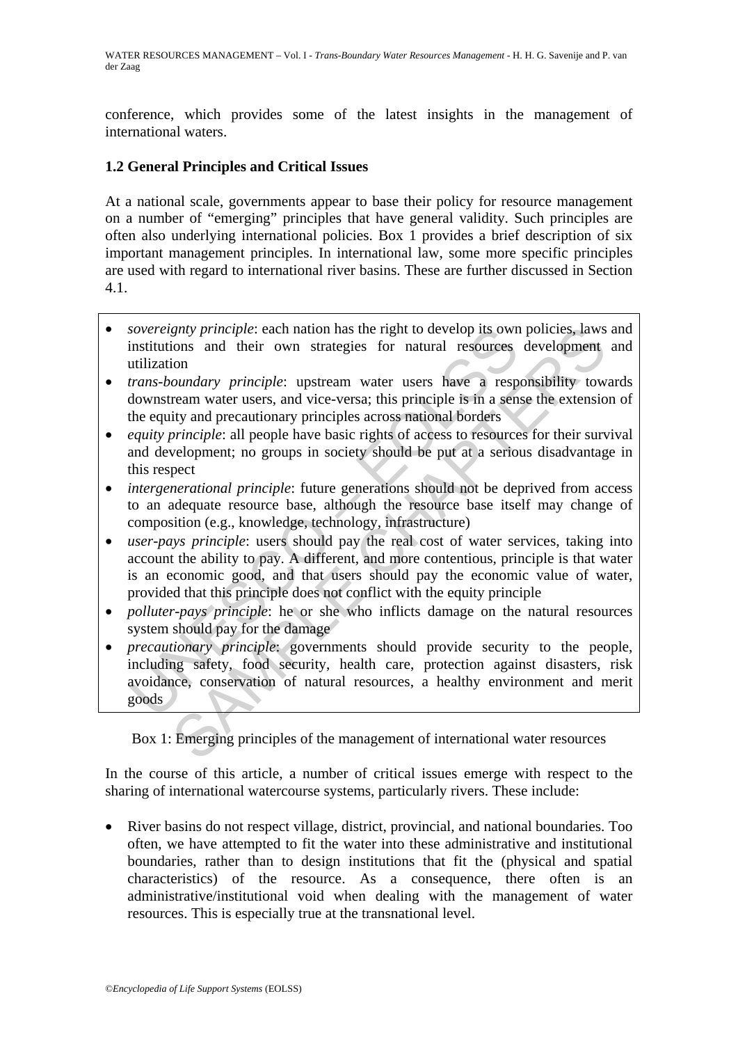conference, which provides some of the latest insights in the management of international waters.

## 1.2 General Principles and Critical Issues

At a national scale, governments appear to base their policy for resource management on a number of "emerging" principles that have general validity. Such principles are often also underlying international policies. Box 1 provides a brief description of six important management principles. In international law, some more specific principles are used with regard to international river basins. These are further discussed in Section 4.1.

- *sovereignty principle*: each nation has the right to develop its own policies, laws and institutions and their own strategies for natural resources development and utilization
- *trans-boundary principle*: upstream water users have a responsibility towards downstream water users, and vice-versa; this principle is in a sense the extension of the equity and precautionary principles across national borders
- *equity principle*: all people have basic rights of access to resources for their survival and development; no groups in society should be put at a serious disadvantage in this respect
- *intergenerational principle*: future generations should not be deprived from access to an adequate resource base, although the resource base itself may change of composition (e.g., knowledge, technology, infrastructure)
- *user-pays principle*: users should pay the real cost of water services, taking into account the ability to pay. A different, and more contentious, principle is that water is an economic good, and that users should pay the economic value of water, provided that this principle does not conflict with the equity principle
- *polluter-pays principle*: he or she who inflicts damage on the natural resources system should pay for the damage
- *precautionary principle*: governments should provide security to the people, including safety, food security, health care, protection against disasters, risk avoidance, conservation of natural resources, a healthy environment and merit goods

Box 1: Emerging principles of the management of international water resources

In the course of this article, a number of critical issues emerge with respect to the sharing of international watercourse systems, particularly rivers. These include:

- River basins do not respect village, district, provincial, and national boundaries. Too often, we have attempted to fit the water into these administrative and institutional boundaries, rather than to design institutions that fit the (physical and spatial characteristics) of the resource. As a consequence, there often is an administrative/institutional void when dealing with the management of water resources. This is especially true at the transnational level.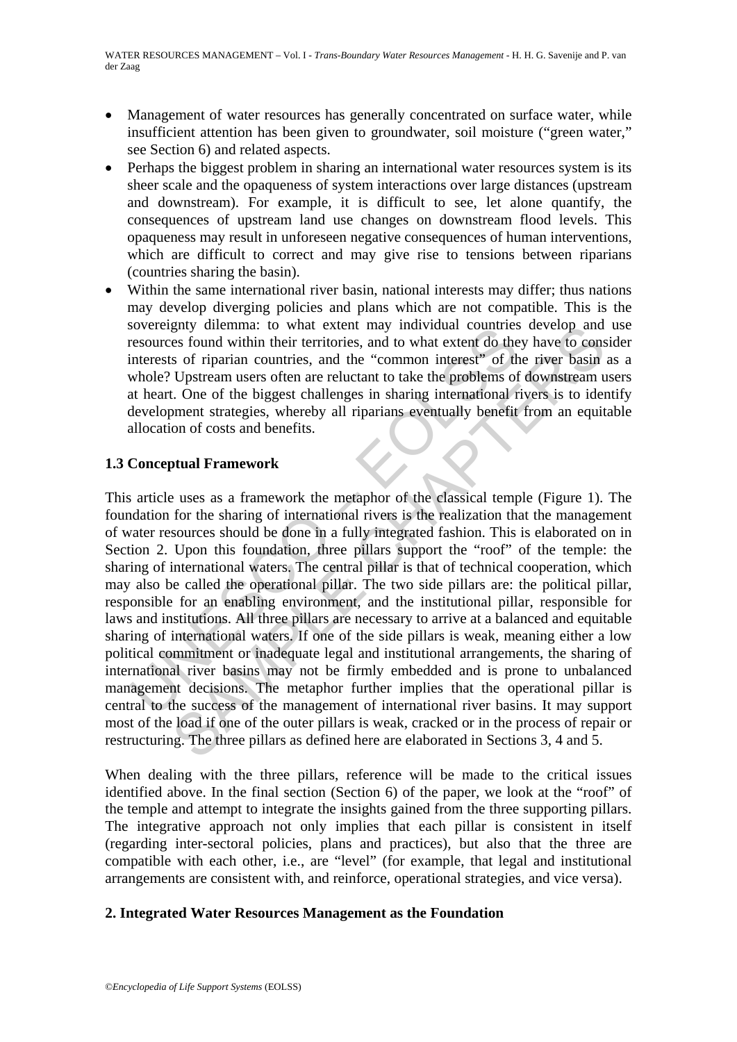- Management of water resources has generally concentrated on surface water, while insufficient attention has been given to groundwater, soil moisture ("green water," see Section 6) and related aspects.
- Perhaps the biggest problem in sharing an international water resources system is its sheer scale and the opaqueness of system interactions over large distances (upstream and downstream). For example, it is difficult to see, let alone quantify, the consequences of upstream land use changes on downstream flood levels. This opaqueness may result in unforeseen negative consequences of human interventions, which are difficult to correct and may give rise to tensions between riparians (countries sharing the basin).
- Within the same international river basin, national interests may differ; thus nations may develop diverging policies and plans which are not compatible. This is the sovereignty dilemma: to what extent may individual countries develop and use resources found within their territories, and to what extent do they have to consider interests of riparian countries, and the "common interest" of the river basin as a whole? Upstream users often are reluctant to take the problems of downstream users at heart. One of the biggest challenges in sharing international rivers is to identify development strategies, whereby all riparians eventually benefit from an equitable allocation of costs and benefits.

### 1.3 Conceptual Framework

This article uses as a framework the metaphor of the classical temple (Figure 1). The foundation for the sharing of international rivers is the realization that the management of water resources should be done in a fully integrated fashion. This is elaborated on in Section 2. Upon this foundation, three pillars support the "roof" of the temple: the sharing of international waters. The central pillar is that of technical cooperation, which may also be called the operational pillar. The two side pillars are: the political pillar, responsible for an enabling environment, and the institutional pillar, responsible for laws and institutions. All three pillars are necessary to arrive at a balanced and equitable sharing of international waters. If one of the side pillars is weak, meaning either a low political commitment or inadequate legal and institutional arrangements, the sharing of international river basins may not be firmly embedded and is prone to unbalanced management decisions. The metaphor further implies that the operational pillar is central to the success of the management of international river basins. It may support most of the load if one of the outer pillars is weak, cracked or in the process of repair or restructuring. The three pillars as defined here are elaborated in Sections 3, 4 and 5.

When dealing with the three pillars, reference will be made to the critical issues identified above. In the final section (Section 6) of the paper, we look at the "roof" of the temple and attempt to integrate the insights gained from the three supporting pillars. The integrative approach not only implies that each pillar is consistent in itself (regarding inter-sectoral policies, plans and practices), but also that the three are compatible with each other, i.e., are "level" (for example, that legal and institutional arrangements are consistent with, and reinforce, operational strategies, and vice versa).

## 2. Integrated Water Resources Management as the Foundation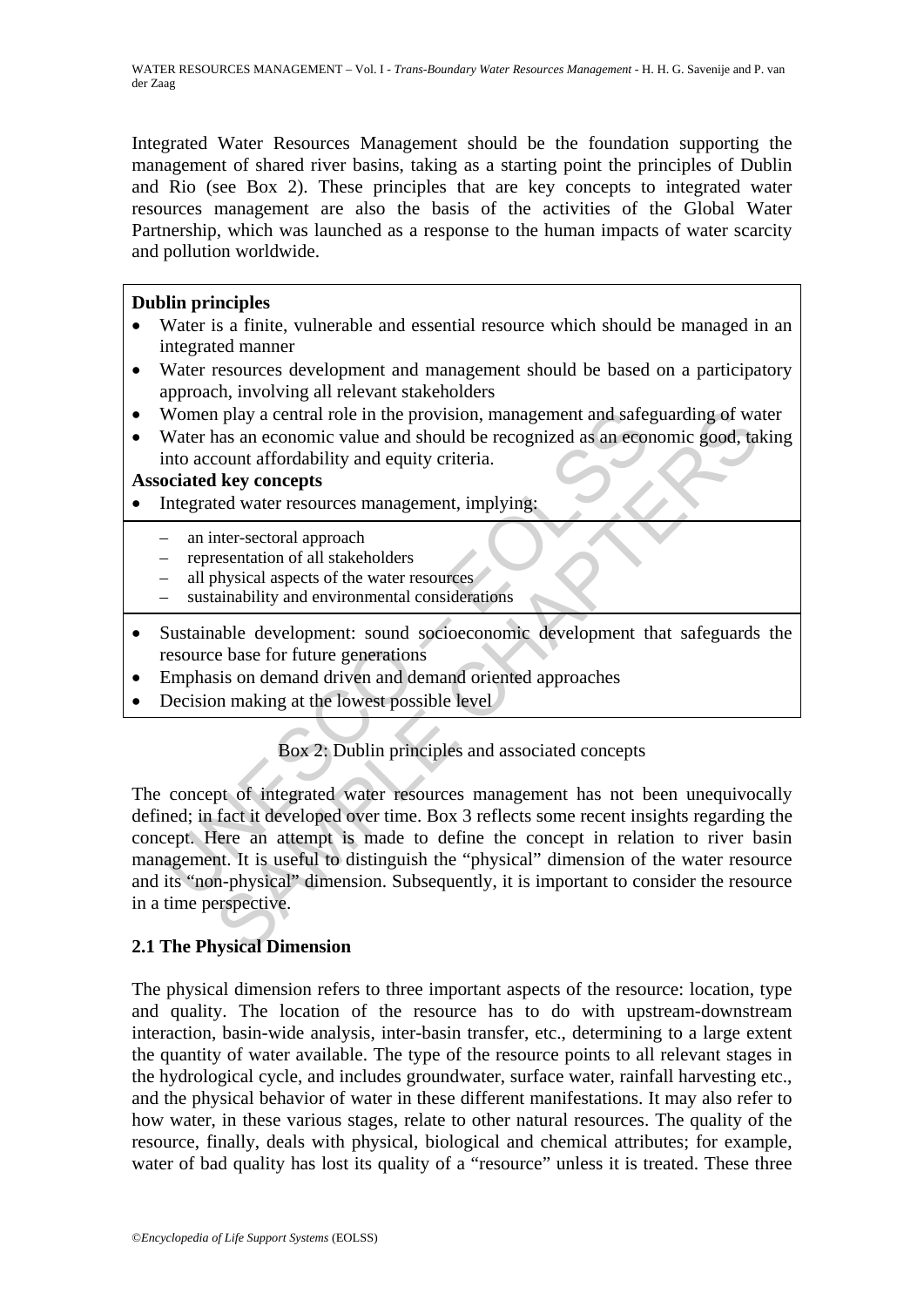Integrated Water Resources Management should be the foundation supporting the management of shared river basins, taking as a starting point the principles of Dublin and Rio (see Box 2). These principles that are key concepts to integrated water resources management are also the basis of the activities of the Global Water Partnership, which was launched as a response to the human impacts of water scarcity and pollution worldwide.

**Dublin principles**

- Water is a finite, vulnerable and essential resource which should be managed in an integrated manner
- Water resources development and management should be based on a participatory approach, involving all relevant stakeholders
- Women play a central role in the provision, management and safeguarding of water
- Water has an economic value and should be recognized as an economic good, taking into account affordability and equity criteria.

**Associated key concepts**

- Integrated water resources management, implying:
  - an inter-sectoral approach
  - representation of all stakeholders
  - all physical aspects of the water resources
  - sustainability and environmental considerations
- Sustainable development: sound socioeconomic development that safeguards the resource base for future generations
- Emphasis on demand driven and demand oriented approaches
- Decision making at the lowest possible level

Box 2: Dublin principles and associated concepts

The concept of integrated water resources management has not been unequivocally defined; in fact it developed over time. Box 3 reflects some recent insights regarding the concept. Here an attempt is made to define the concept in relation to river basin management. It is useful to distinguish the "physical" dimension of the water resource and its "non-physical" dimension. Subsequently, it is important to consider the resource in a time perspective.

## 2.1 The Physical Dimension

The physical dimension refers to three important aspects of the resource: location, type and quality. The location of the resource has to do with upstream-downstream interaction, basin-wide analysis, inter-basin transfer, etc., determining to a large extent the quantity of water available. The type of the resource points to all relevant stages in the hydrological cycle, and includes groundwater, surface water, rainfall harvesting etc., and the physical behavior of water in these different manifestations. It may also refer to how water, in these various stages, relate to other natural resources. The quality of the resource, finally, deals with physical, biological and chemical attributes; for example, water of bad quality has lost its quality of a "resource" unless it is treated. These three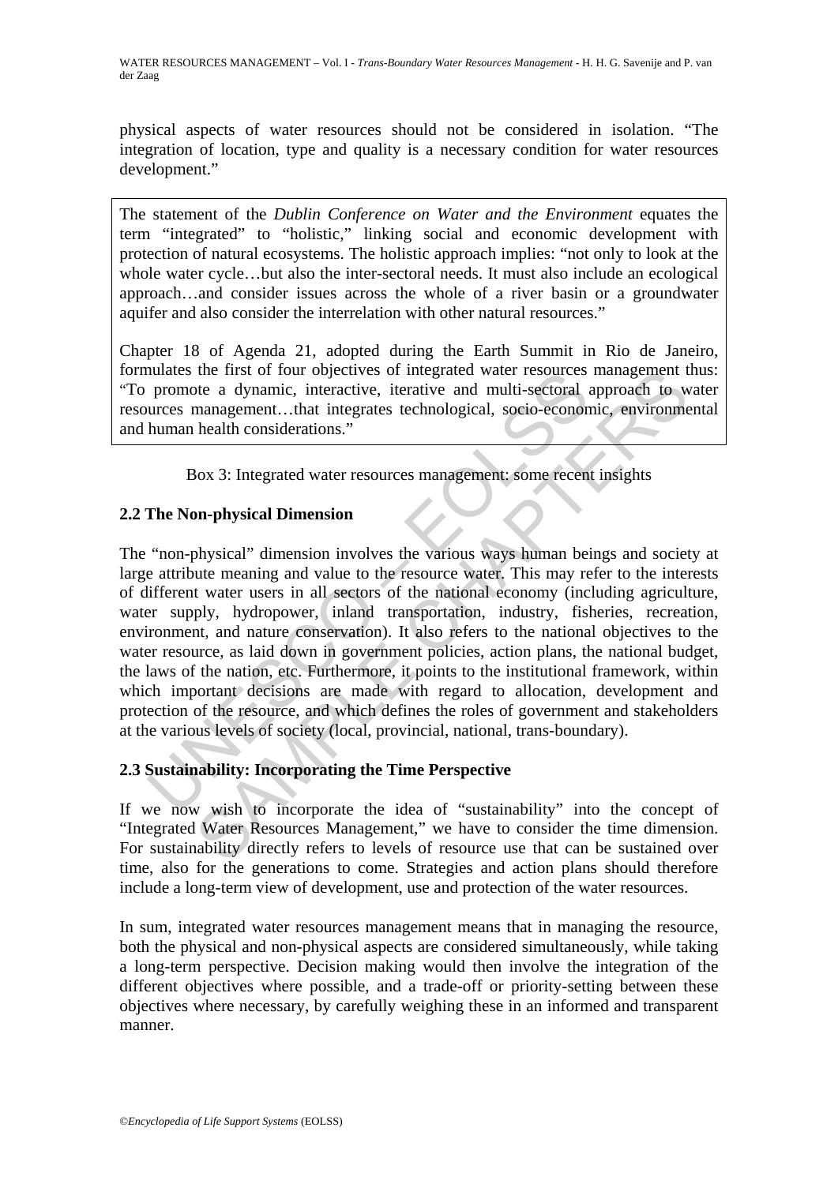physical aspects of water resources should not be considered in isolation. "The integration of location, type and quality is a necessary condition for water resources development."

> The statement of the *Dublin Conference on Water and the Environment* equates the term "integrated" to "holistic," linking social and economic development with protection of natural ecosystems. The holistic approach implies: "not only to look at the whole water cycle…but also the inter-sectoral needs. It must also include an ecological approach…and consider issues across the whole of a river basin or a groundwater aquifer and also consider the interrelation with other natural resources."
>
> Chapter 18 of Agenda 21, adopted during the Earth Summit in Rio de Janeiro, formulates the first of four objectives of integrated water resources management thus: "To promote a dynamic, interactive, iterative and multi-sectoral approach to water resources management…that integrates technological, socio-economic, environmental and human health considerations."

Box 3: Integrated water resources management: some recent insights

## 2.2 The Non-physical Dimension

The "non-physical" dimension involves the various ways human beings and society at large attribute meaning and value to the resource water. This may refer to the interests of different water users in all sectors of the national economy (including agriculture, water supply, hydropower, inland transportation, industry, fisheries, recreation, environment, and nature conservation). It also refers to the national objectives to the water resource, as laid down in government policies, action plans, the national budget, the laws of the nation, etc. Furthermore, it points to the institutional framework, within which important decisions are made with regard to allocation, development and protection of the resource, and which defines the roles of government and stakeholders at the various levels of society (local, provincial, national, trans-boundary).

## 2.3 Sustainability: Incorporating the Time Perspective

If we now wish to incorporate the idea of "sustainability" into the concept of "Integrated Water Resources Management," we have to consider the time dimension. For sustainability directly refers to levels of resource use that can be sustained over time, also for the generations to come. Strategies and action plans should therefore include a long-term view of development, use and protection of the water resources.

In sum, integrated water resources management means that in managing the resource, both the physical and non-physical aspects are considered simultaneously, while taking a long-term perspective. Decision making would then involve the integration of the different objectives where possible, and a trade-off or priority-setting between these objectives where necessary, by carefully weighing these in an informed and transparent manner.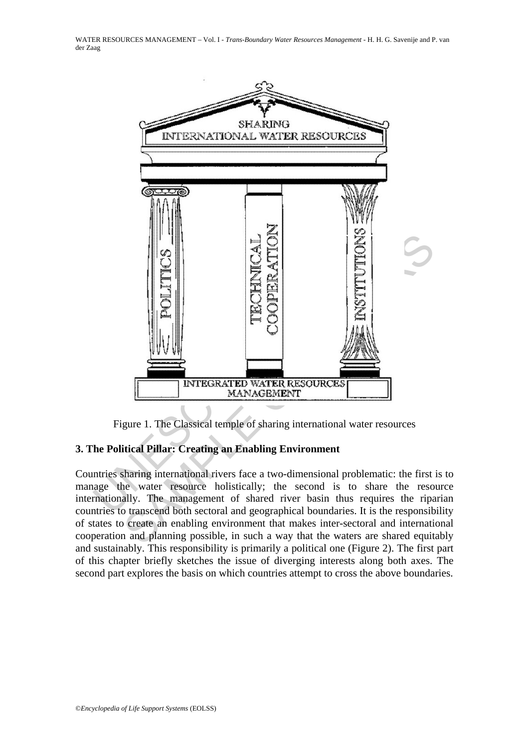Figure 1. The Classical temple of sharing international water resources

## 3. The Political Pillar: Creating an Enabling Environment

Countries sharing international rivers face a two-dimensional problematic: the first is to manage the water resource holistically; the second is to share the resource internationally. The management of shared river basin thus requires the riparian countries to transcend both sectoral and geographical boundaries. It is the responsibility of states to create an enabling environment that makes inter-sectoral and international cooperation and planning possible, in such a way that the waters are shared equitably and sustainably. This responsibility is primarily a political one (Figure 2). The first part of this chapter briefly sketches the issue of diverging interests along both axes. The second part explores the basis on which countries attempt to cross the above boundaries.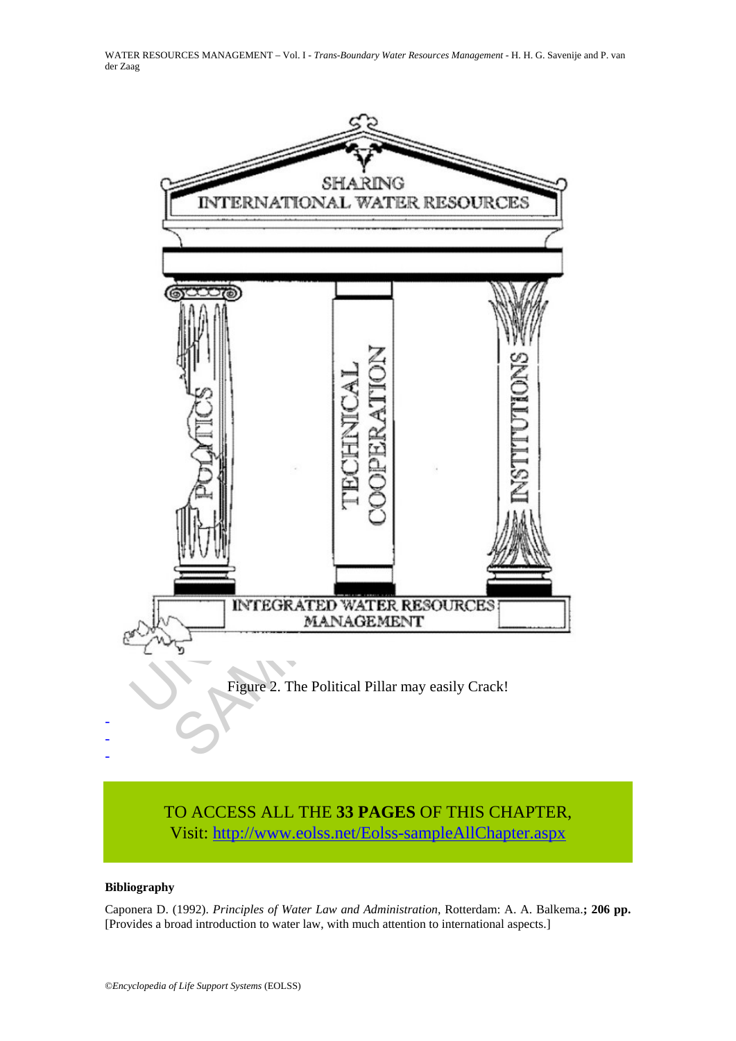Figure 2. The Political Pillar may easily Crack!

-
-
-

TO ACCESS ALL THE **33 PAGES** OF THIS CHAPTER,
Visit: http://www.eolss.net/Eolss-sampleAllChapter.aspx

**Bibliography**

Caponera D. (1992). *Principles of Water Law and Administration*, Rotterdam: A. A. Balkema.**; 206 pp.** [Provides a broad introduction to water law, with much attention to international aspects.]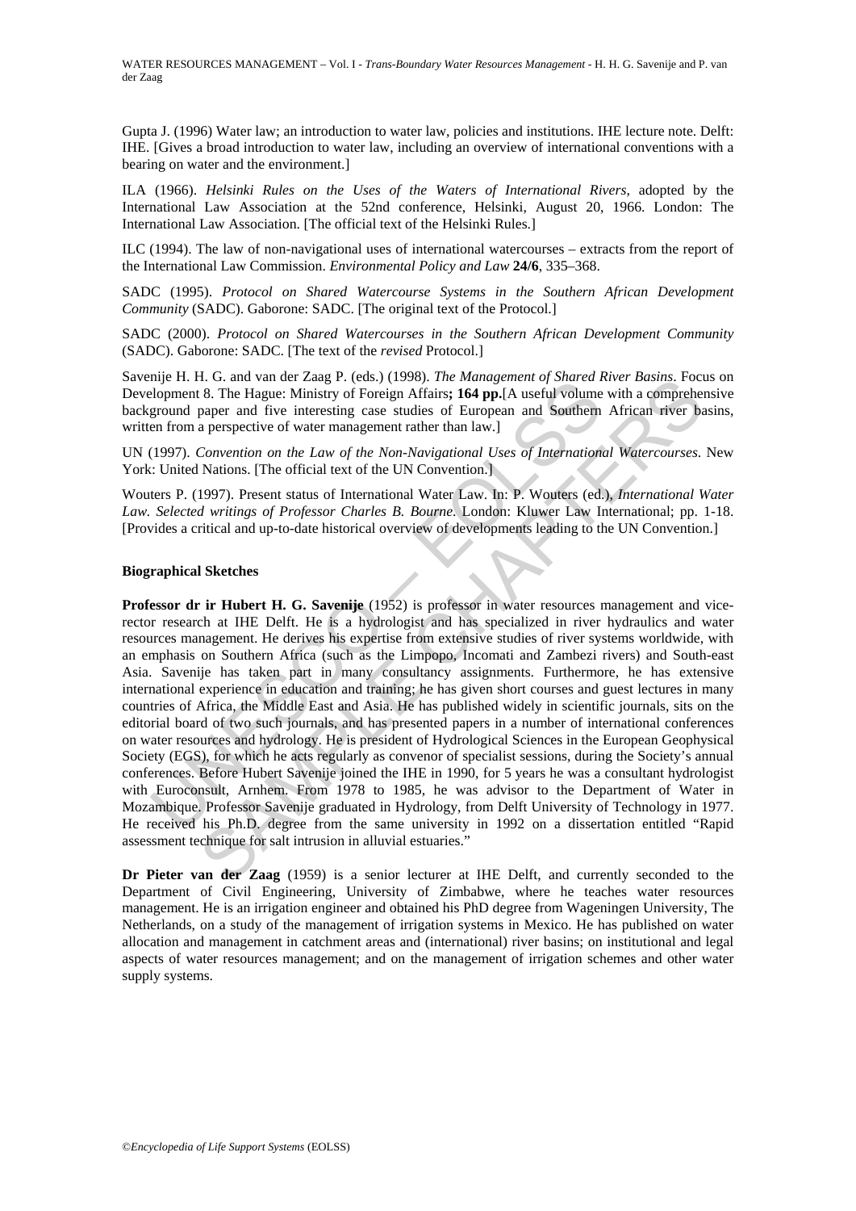Gupta J. (1996) Water law; an introduction to water law, policies and institutions. IHE lecture note. Delft: IHE. [Gives a broad introduction to water law, including an overview of international conventions with a bearing on water and the environment.]

ILA (1966). *Helsinki Rules on the Uses of the Waters of International Rivers*, adopted by the International Law Association at the 52nd conference, Helsinki, August 20, 1966. London: The International Law Association. [The official text of the Helsinki Rules.]

ILC (1994). The law of non-navigational uses of international watercourses – extracts from the report of the International Law Commission. *Environmental Policy and Law* **24/6**, 335–368.

SADC (1995). *Protocol on Shared Watercourse Systems in the Southern African Development Community* (SADC). Gaborone: SADC. [The original text of the Protocol.]

SADC (2000). *Protocol on Shared Watercourses in the Southern African Development Community* (SADC). Gaborone: SADC. [The text of the *revised* Protocol.]

Savenije H. H. G. and van der Zaag P. (eds.) (1998). *The Management of Shared River Basins*. Focus on Development 8. The Hague: Ministry of Foreign Affairs**; 164 pp.**[A useful volume with a comprehensive background paper and five interesting case studies of European and Southern African river basins, written from a perspective of water management rather than law.]

UN (1997). *Convention on the Law of the Non-Navigational Uses of International Watercourses*. New York: United Nations. [The official text of the UN Convention.]

Wouters P. (1997). Present status of International Water Law. In: P. Wouters (ed.), *International Water Law. Selected writings of Professor Charles B. Bourne.* London: Kluwer Law International; pp. 1-18. [Provides a critical and up-to-date historical overview of developments leading to the UN Convention.]

**Biographical Sketches**

**Professor dr ir Hubert H. G. Savenije** (1952) is professor in water resources management and vice-rector research at IHE Delft. He is a hydrologist and has specialized in river hydraulics and water resources management. He derives his expertise from extensive studies of river systems worldwide, with an emphasis on Southern Africa (such as the Limpopo, Incomati and Zambezi rivers) and South-east Asia. Savenije has taken part in many consultancy assignments. Furthermore, he has extensive international experience in education and training; he has given short courses and guest lectures in many countries of Africa, the Middle East and Asia. He has published widely in scientific journals, sits on the editorial board of two such journals, and has presented papers in a number of international conferences on water resources and hydrology. He is president of Hydrological Sciences in the European Geophysical Society (EGS), for which he acts regularly as convenor of specialist sessions, during the Society's annual conferences. Before Hubert Savenije joined the IHE in 1990, for 5 years he was a consultant hydrologist with Euroconsult, Arnhem. From 1978 to 1985, he was advisor to the Department of Water in Mozambique. Professor Savenije graduated in Hydrology, from Delft University of Technology in 1977. He received his Ph.D. degree from the same university in 1992 on a dissertation entitled "Rapid assessment technique for salt intrusion in alluvial estuaries."

**Dr Pieter van der Zaag** (1959) is a senior lecturer at IHE Delft, and currently seconded to the Department of Civil Engineering, University of Zimbabwe, where he teaches water resources management. He is an irrigation engineer and obtained his PhD degree from Wageningen University, The Netherlands, on a study of the management of irrigation systems in Mexico. He has published on water allocation and management in catchment areas and (international) river basins; on institutional and legal aspects of water resources management; and on the management of irrigation schemes and other water supply systems.